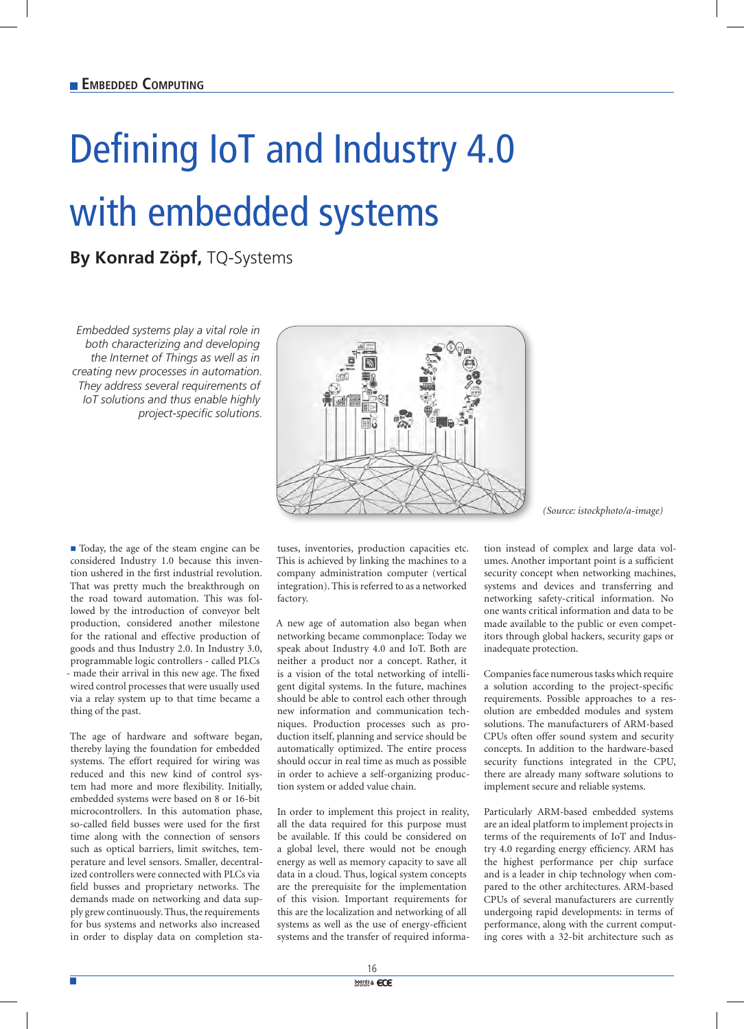# Defining IoT and Industry 4.0 with embedded systems

**By Konrad Zöpf,** TQ-Systems

*Embedded systems play a vital role in both characterizing and developing the Internet of Things as well as in creating new processes in automation. They address several requirements of IoT solutions and thus enable highly project-specific solutions.*

(Source: istockphoto/a-image)

Today, the age of the steam engine can be considered Industry 1.0 because this invention ushered in the first industrial revolution. That was pretty much the breakthrough on the road toward automation. This was followed by the introduction of conveyor belt production, considered another milestone for the rational and effective production of goods and thus Industry 2.0. In Industry 3.0, programmable logic controllers - called PLCs - made their arrival in this new age. The fixed wired control processes that were usually used via a relay system up to that time became a thing of the past.

The age of hardware and software began, thereby laying the foundation for embedded systems. The effort required for wiring was reduced and this new kind of control system had more and more flexibility. Initially, embedded systems were based on 8 or 16-bit microcontrollers. In this automation phase, so-called field busses were used for the first time along with the connection of sensors such as optical barriers, limit switches, temperature and level sensors. Smaller, decentralized controllers were connected with PLCs via field busses and proprietary networks. The demands made on networking and data supply grew continuously. Thus, the requirements for bus systems and networks also increased in order to display data on completion statuses, inventories, production capacities etc. This is achieved by linking the machines to a company administration computer (vertical integration). This is referred to as a networked factory.

A new age of automation also began when networking became commonplace: Today we speak about Industry 4.0 and IoT. Both are neither a product nor a concept. Rather, it is a vision of the total networking of intelligent digital systems. In the future, machines should be able to control each other through new information and communication techniques. Production processes such as production itself, planning and service should be automatically optimized. The entire process should occur in real time as much as possible in order to achieve a self-organizing production system or added value chain.

In order to implement this project in reality, all the data required for this purpose must be available. If this could be considered on a global level, there would not be enough energy as well as memory capacity to save all data in a cloud. Thus, logical system concepts are the prerequisite for the implementation of this vision. Important requirements for this are the localization and networking of all systems as well as the use of energy-efficient systems and the transfer of required information instead of complex and large data volumes. Another important point is a sufficient security concept when networking machines, systems and devices and transferring and networking safety-critical information. No one wants critical information and data to be made available to the public or even competitors through global hackers, security gaps or inadequate protection.

Companies face numerous tasks which require a solution according to the project-specific requirements. Possible approaches to a resolution are embedded modules and system solutions. The manufacturers of ARM-based CPUs often offer sound system and security concepts. In addition to the hardware-based security functions integrated in the CPU, there are already many software solutions to implement secure and reliable systems.

Particularly ARM-based embedded systems are an ideal platform to implement projects in terms of the requirements of IoT and Industry 4.0 regarding energy efficiency. ARM has the highest performance per chip surface and is a leader in chip technology when compared to the other architectures. ARM-based CPUs of several manufacturers are currently undergoing rapid developments: in terms of performance, along with the current computing cores with a 32-bit architecture such as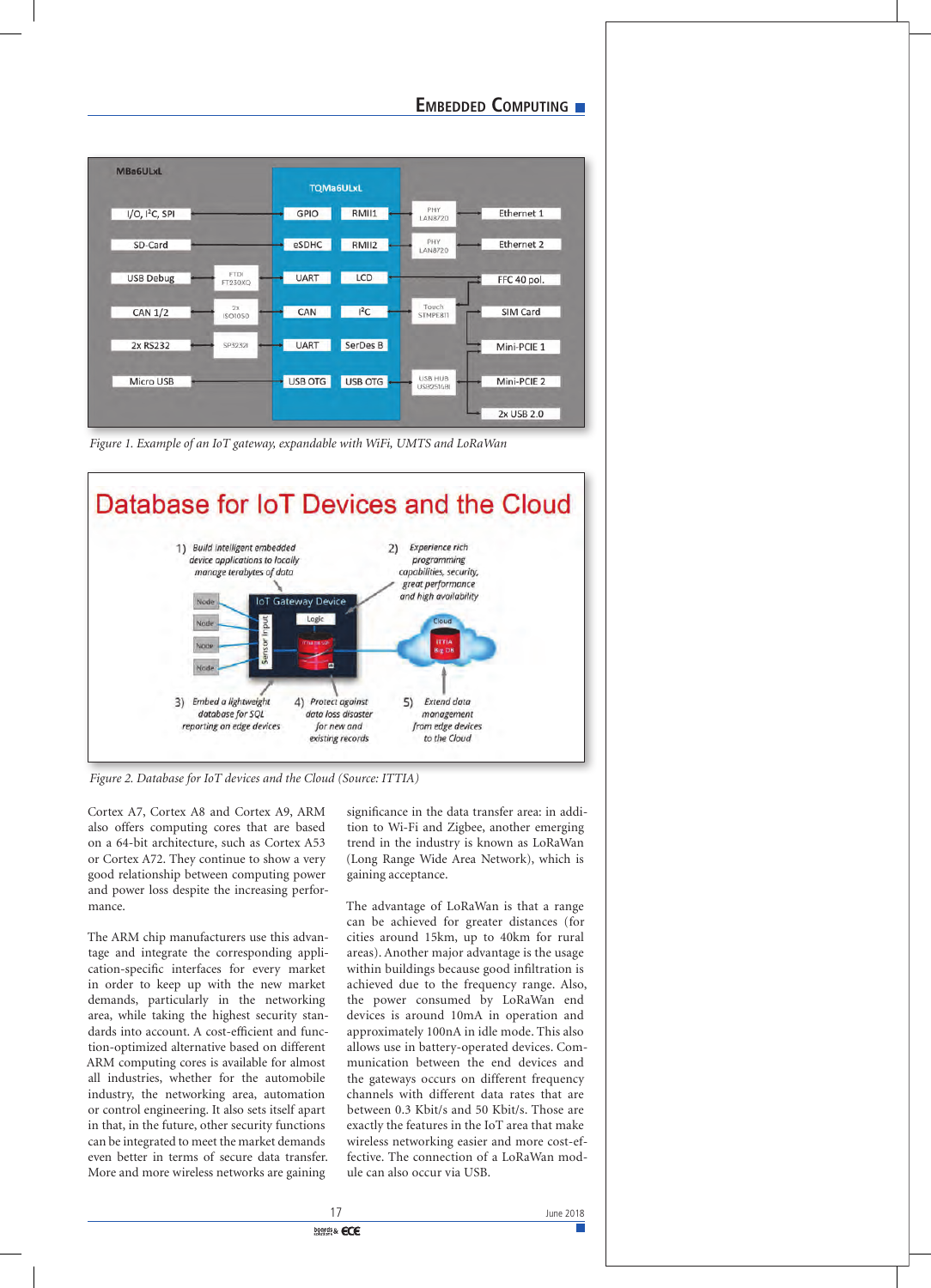Figure 1. Example of an IoT gateway, expandable with WiFi, UMTS and LoRaWan

Figure 2. Database for IoT devices and the Cloud (Source: ITTIA)

Cortex A7, Cortex A8 and Cortex A9, ARM also offers computing cores that are based on a 64-bit architecture, such as Cortex A53 or Cortex A72. They continue to show a very good relationship between computing power and power loss despite the increasing performance.

The ARM chip manufacturers use this advantage and integrate the corresponding application-specific interfaces for every market in order to keep up with the new market demands, particularly in the networking area, while taking the highest security standards into account. A cost-efficient and function-optimized alternative based on different ARM computing cores is available for almost all industries, whether for the automobile industry, the networking area, automation or control engineering. It also sets itself apart in that, in the future, other security functions can be integrated to meet the market demands even better in terms of secure data transfer. More and more wireless networks are gaining significance in the data transfer area: in addition to Wi-Fi and Zigbee, another emerging trend in the industry is known as LoRaWan (Long Range Wide Area Network), which is gaining acceptance.

The advantage of LoRaWan is that a range can be achieved for greater distances (for cities around 15km, up to 40km for rural areas). Another major advantage is the usage within buildings because good infiltration is achieved due to the frequency range. Also, the power consumed by LoRaWan end devices is around 10mA in operation and approximately 100nA in idle mode. This also allows use in battery-operated devices. Communication between the end devices and the gateways occurs on different frequency channels with different data rates that are between 0.3 Kbit/s and 50 Kbit/s. Those are exactly the features in the IoT area that make wireless networking easier and more cost-effective. The connection of a LoRaWan module can also occur via USB.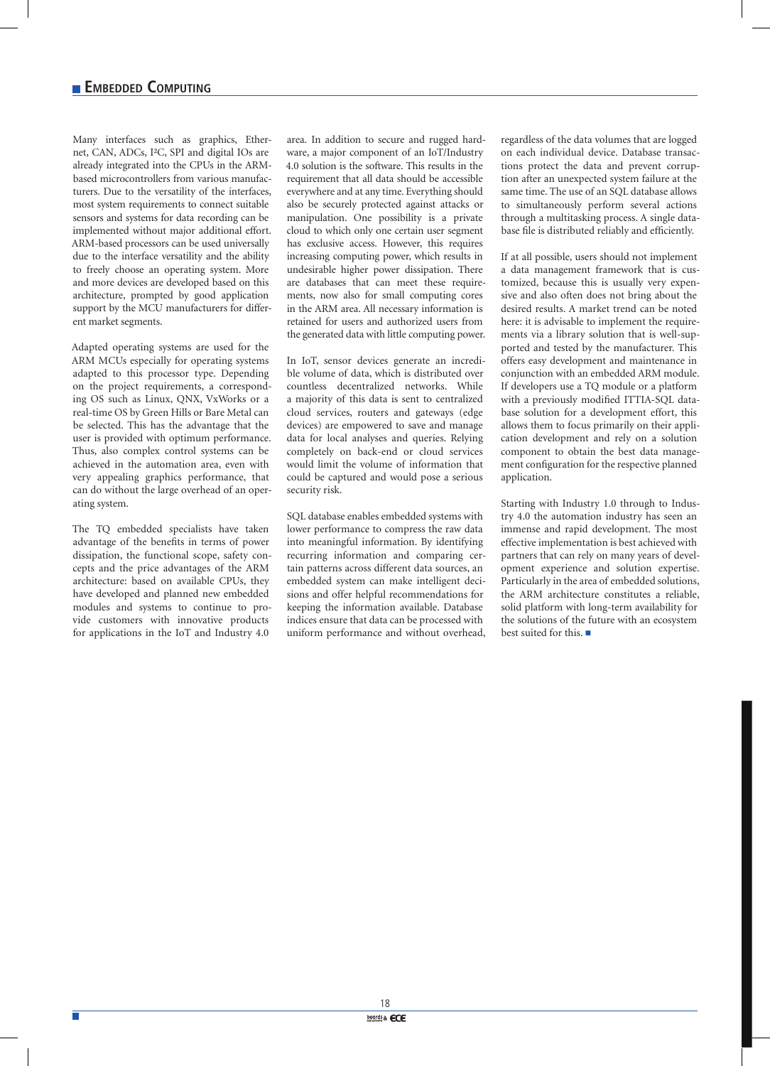Many interfaces such as graphics, Ethernet, CAN, ADCs, I²C, SPI and digital IOs are already integrated into the CPUs in the ARM-based microcontrollers from various manufacturers. Due to the versatility of the interfaces, most system requirements to connect suitable sensors and systems for data recording can be implemented without major additional effort. ARM-based processors can be used universally due to the interface versatility and the ability to freely choose an operating system. More and more devices are developed based on this architecture, prompted by good application support by the MCU manufacturers for different market segments.

Adapted operating systems are used for the ARM MCUs especially for operating systems adapted to this processor type. Depending on the project requirements, a corresponding OS such as Linux, QNX, VxWorks or a real-time OS by Green Hills or Bare Metal can be selected. This has the advantage that the user is provided with optimum performance. Thus, also complex control systems can be achieved in the automation area, even with very appealing graphics performance, that can do without the large overhead of an operating system.

The TQ embedded specialists have taken advantage of the benefits in terms of power dissipation, the functional scope, safety concepts and the price advantages of the ARM architecture: based on available CPUs, they have developed and planned new embedded modules and systems to continue to provide customers with innovative products for applications in the IoT and Industry 4.0 area. In addition to secure and rugged hardware, a major component of an IoT/Industry 4.0 solution is the software. This results in the requirement that all data should be accessible everywhere and at any time. Everything should also be securely protected against attacks or manipulation. One possibility is a private cloud to which only one certain user segment has exclusive access. However, this requires increasing computing power, which results in undesirable higher power dissipation. There are databases that can meet these requirements, now also for small computing cores in the ARM area. All necessary information is retained for users and authorized users from the generated data with little computing power.

In IoT, sensor devices generate an incredible volume of data, which is distributed over countless decentralized networks. While a majority of this data is sent to centralized cloud services, routers and gateways (edge devices) are empowered to save and manage data for local analyses and queries. Relying completely on back-end or cloud services would limit the volume of information that could be captured and would pose a serious security risk.

SQL database enables embedded systems with lower performance to compress the raw data into meaningful information. By identifying recurring information and comparing certain patterns across different data sources, an embedded system can make intelligent decisions and offer helpful recommendations for keeping the information available. Database indices ensure that data can be processed with uniform performance and without overhead, regardless of the data volumes that are logged on each individual device. Database transactions protect the data and prevent corruption after an unexpected system failure at the same time. The use of an SQL database allows to simultaneously perform several actions through a multitasking process. A single database file is distributed reliably and efficiently.

If at all possible, users should not implement a data management framework that is customized, because this is usually very expensive and also often does not bring about the desired results. A market trend can be noted here: it is advisable to implement the requirements via a library solution that is well-supported and tested by the manufacturer. This offers easy development and maintenance in conjunction with an embedded ARM module. If developers use a TQ module or a platform with a previously modified ITTIA-SQL database solution for a development effort, this allows them to focus primarily on their application development and rely on a solution component to obtain the best data management configuration for the respective planned application.

Starting with Industry 1.0 through to Industry 4.0 the automation industry has seen an immense and rapid development. The most effective implementation is best achieved with partners that can rely on many years of development experience and solution expertise. Particularly in the area of embedded solutions, the ARM architecture constitutes a reliable, solid platform with long-term availability for the solutions of the future with an ecosystem best suited for this. ■